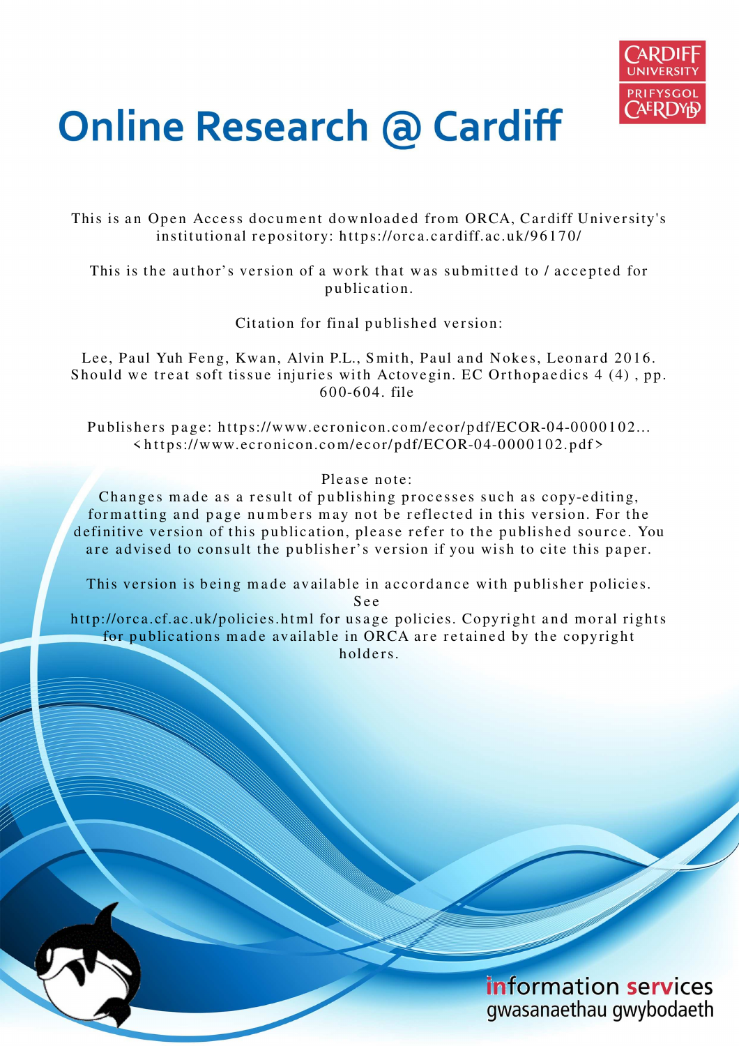# Online Research @ Cardiff

This is an Open Access document downloaded from ORCA, Cardiff University's institutional repository: https://orca.cardiff.ac.uk/96170/

This is the author's version of a work that was submitted to / accepted for publication.

Citation for final published version:

Lee, Paul Yuh Feng, Kwan, Alvin P.L., Smith, Paul and Nokes, Leonard 2016. Should we treat soft tissue injuries with Actovegin. EC Orthopaedics 4 (4) , pp. 600-604. file

Publishers page: https://www.ecronicon.com/ecor/pdf/ECOR-04-0000102... <https://www.ecronicon.com/ecor/pdf/ECOR-04-0000102.pdf>

Please note:
Changes made as a result of publishing processes such as copy-editing, formatting and page numbers may not be reflected in this version. For the definitive version of this publication, please refer to the published source. You are advised to consult the publisher's version if you wish to cite this paper.

This version is being made available in accordance with publisher policies. See
http://orca.cf.ac.uk/policies.html for usage policies. Copyright and moral rights for publications made available in ORCA are retained by the copyright holders.

information services
gwasanaethau gwybodaeth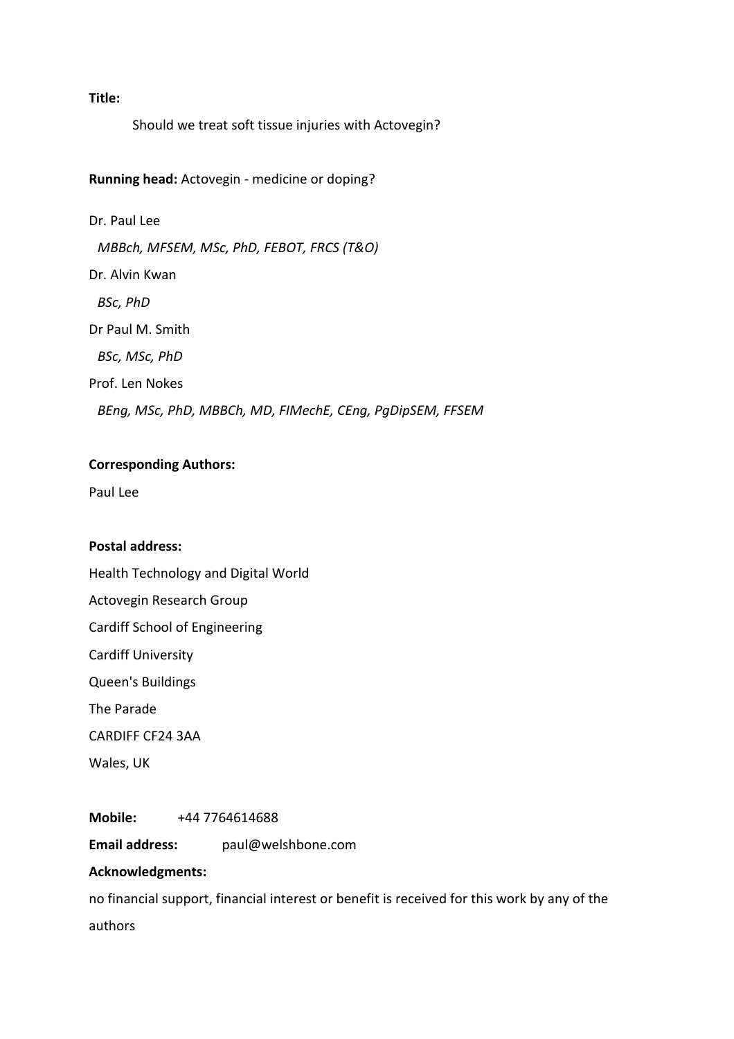**Title:**

Should we treat soft tissue injuries with Actovegin?

**Running head:** Actovegin - medicine or doping?

Dr. Paul Lee

*MBBch, MFSEM, MSc, PhD, FEBOT, FRCS (T&O)*

Dr. Alvin Kwan

*BSc, PhD*

Dr Paul M. Smith

*BSc, MSc, PhD*

Prof. Len Nokes

*BEng, MSc, PhD, MBBCh, MD, FIMechE, CEng, PgDipSEM, FFSEM*

**Corresponding Authors:**

Paul Lee

**Postal address:**

Health Technology and Digital World

Actovegin Research Group

Cardiff School of Engineering

Cardiff University

Queen's Buildings

The Parade

CARDIFF CF24 3AA

Wales, UK

**Mobile:** +44 7764614688

**Email address:** paul@welshbone.com

**Acknowledgments:**

no financial support, financial interest or benefit is received for this work by any of the authors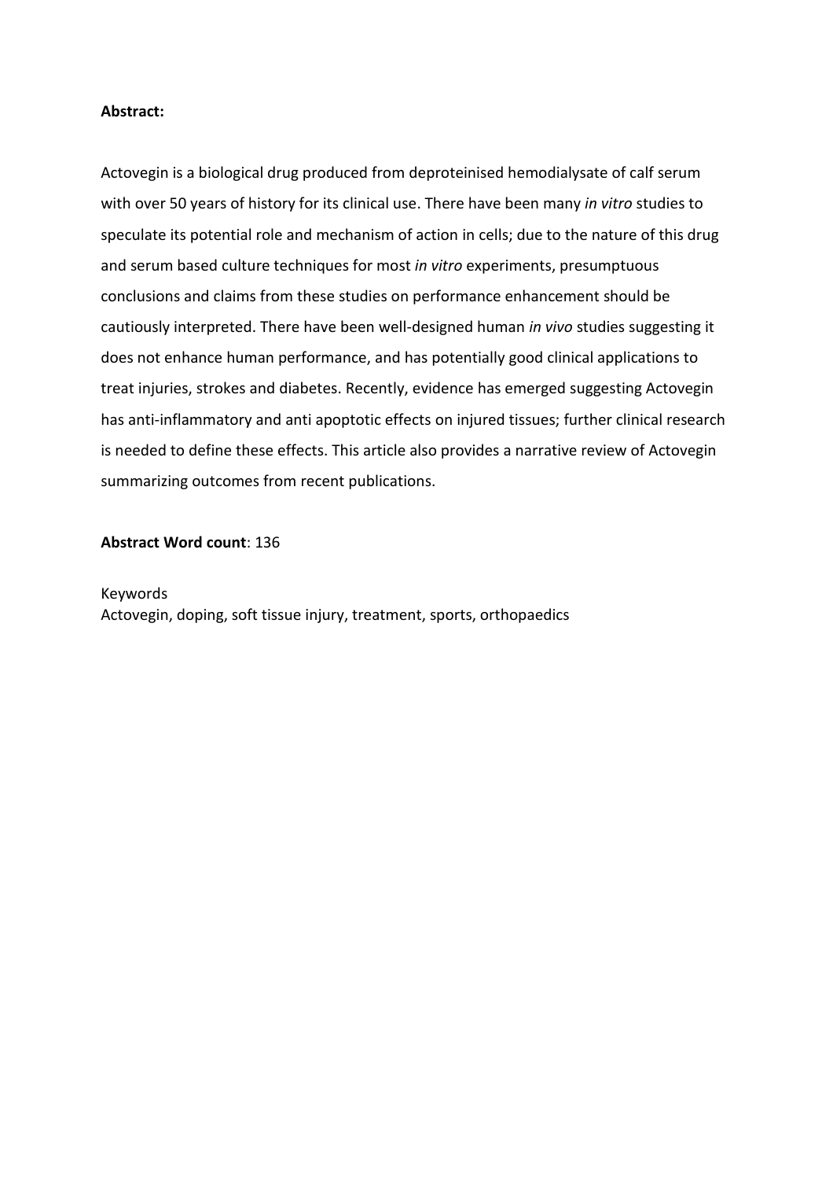**Abstract:**

Actovegin is a biological drug produced from deproteinised hemodialysate of calf serum with over 50 years of history for its clinical use. There have been many *in vitro* studies to speculate its potential role and mechanism of action in cells; due to the nature of this drug and serum based culture techniques for most *in vitro* experiments, presumptuous conclusions and claims from these studies on performance enhancement should be cautiously interpreted. There have been well-designed human *in vivo* studies suggesting it does not enhance human performance, and has potentially good clinical applications to treat injuries, strokes and diabetes. Recently, evidence has emerged suggesting Actovegin has anti-inflammatory and anti apoptotic effects on injured tissues; further clinical research is needed to define these effects. This article also provides a narrative review of Actovegin summarizing outcomes from recent publications.

**Abstract Word count**: 136

Keywords

Actovegin, doping, soft tissue injury, treatment, sports, orthopaedics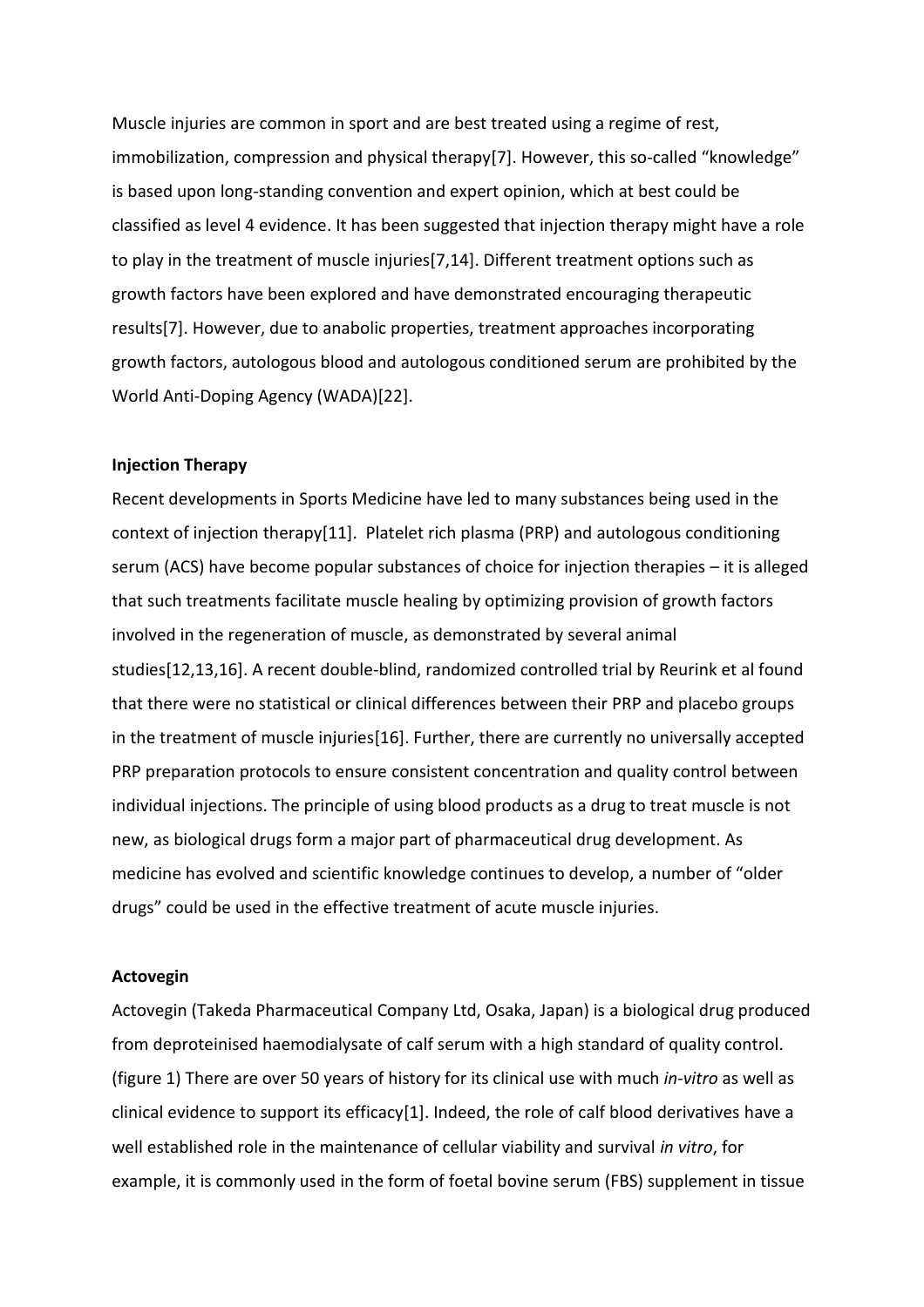Muscle injuries are common in sport and are best treated using a regime of rest, immobilization, compression and physical therapy[7]. However, this so-called "knowledge" is based upon long-standing convention and expert opinion, which at best could be classified as level 4 evidence. It has been suggested that injection therapy might have a role to play in the treatment of muscle injuries[7,14]. Different treatment options such as growth factors have been explored and have demonstrated encouraging therapeutic results[7]. However, due to anabolic properties, treatment approaches incorporating growth factors, autologous blood and autologous conditioned serum are prohibited by the World Anti-Doping Agency (WADA)[22].

**Injection Therapy**

Recent developments in Sports Medicine have led to many substances being used in the context of injection therapy[11]. Platelet rich plasma (PRP) and autologous conditioning serum (ACS) have become popular substances of choice for injection therapies – it is alleged that such treatments facilitate muscle healing by optimizing provision of growth factors involved in the regeneration of muscle, as demonstrated by several animal studies[12,13,16]. A recent double-blind, randomized controlled trial by Reurink et al found that there were no statistical or clinical differences between their PRP and placebo groups in the treatment of muscle injuries[16]. Further, there are currently no universally accepted PRP preparation protocols to ensure consistent concentration and quality control between individual injections. The principle of using blood products as a drug to treat muscle is not new, as biological drugs form a major part of pharmaceutical drug development. As medicine has evolved and scientific knowledge continues to develop, a number of "older drugs" could be used in the effective treatment of acute muscle injuries.

**Actovegin**

Actovegin (Takeda Pharmaceutical Company Ltd, Osaka, Japan) is a biological drug produced from deproteinised haemodialysate of calf serum with a high standard of quality control. (figure 1) There are over 50 years of history for its clinical use with much *in-vitro* as well as clinical evidence to support its efficacy[1]. Indeed, the role of calf blood derivatives have a well established role in the maintenance of cellular viability and survival *in vitro*, for example, it is commonly used in the form of foetal bovine serum (FBS) supplement in tissue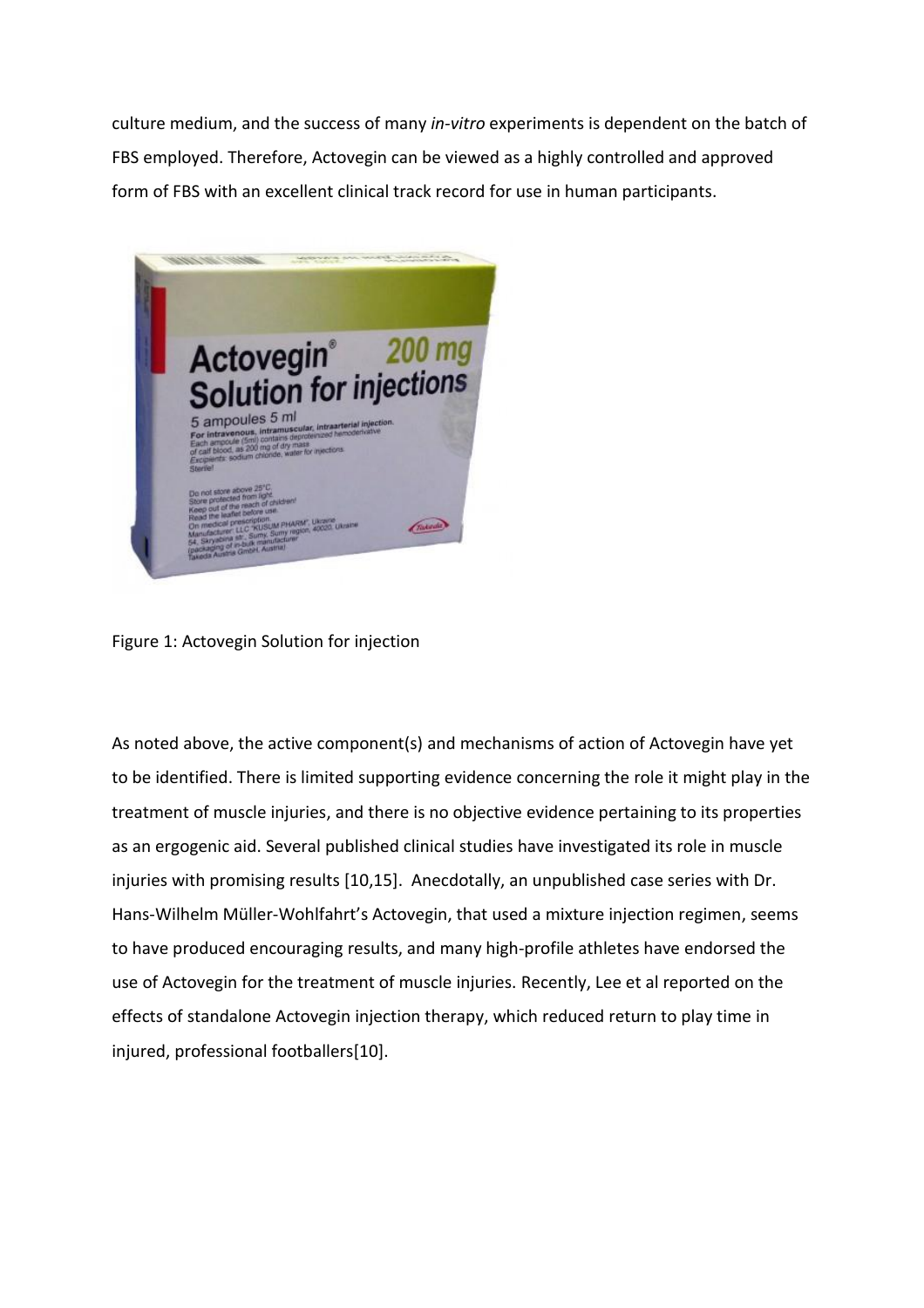culture medium, and the success of many *in-vitro* experiments is dependent on the batch of FBS employed. Therefore, Actovegin can be viewed as a highly controlled and approved form of FBS with an excellent clinical track record for use in human participants.

Figure 1: Actovegin Solution for injection

As noted above, the active component(s) and mechanisms of action of Actovegin have yet to be identified. There is limited supporting evidence concerning the role it might play in the treatment of muscle injuries, and there is no objective evidence pertaining to its properties as an ergogenic aid. Several published clinical studies have investigated its role in muscle injuries with promising results [10,15]. Anecdotally, an unpublished case series with Dr. Hans-Wilhelm Müller-Wohlfahrt's Actovegin, that used a mixture injection regimen, seems to have produced encouraging results, and many high-profile athletes have endorsed the use of Actovegin for the treatment of muscle injuries. Recently, Lee et al reported on the effects of standalone Actovegin injection therapy, which reduced return to play time in injured, professional footballers[10].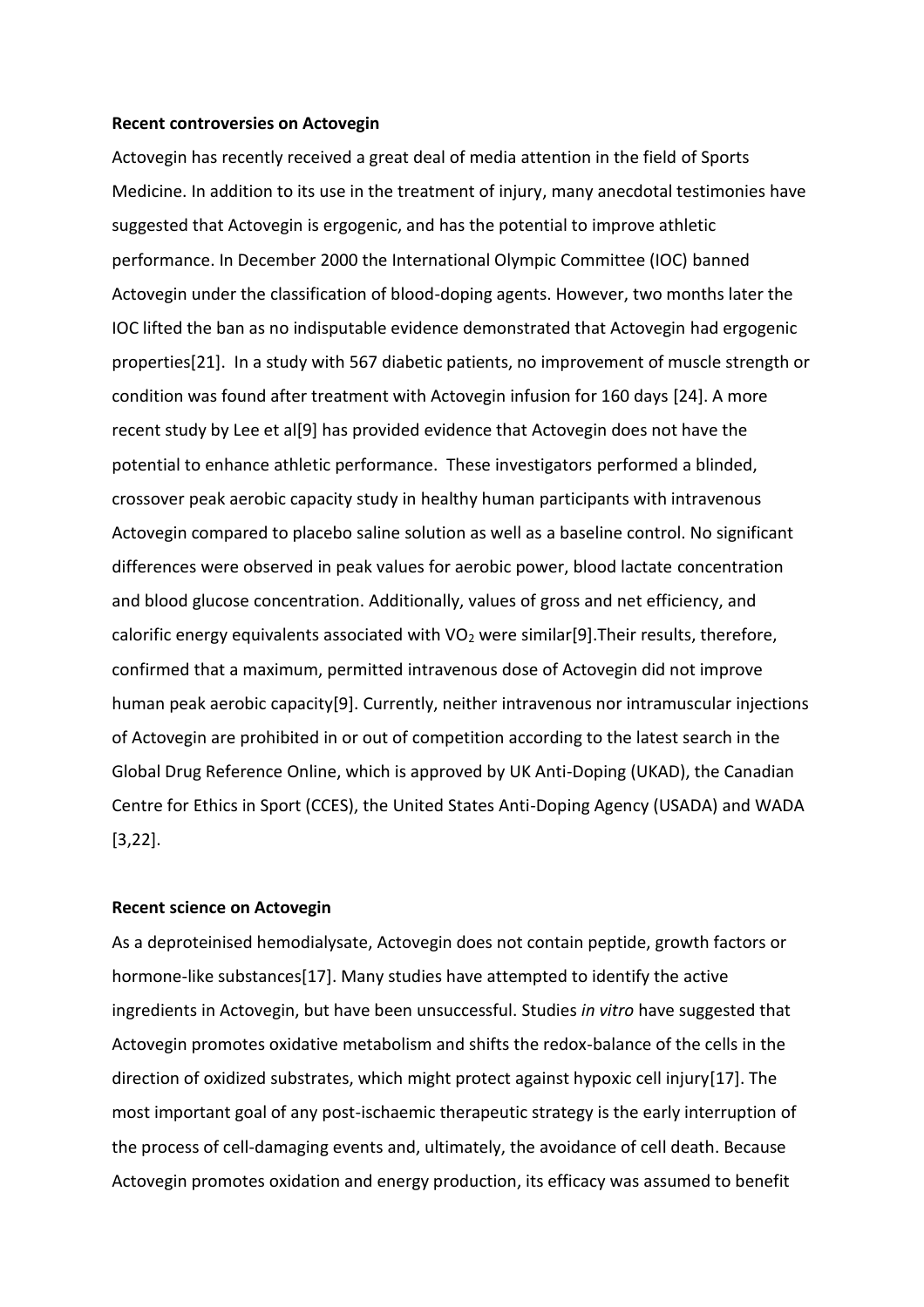**Recent controversies on Actovegin**

Actovegin has recently received a great deal of media attention in the field of Sports Medicine. In addition to its use in the treatment of injury, many anecdotal testimonies have suggested that Actovegin is ergogenic, and has the potential to improve athletic performance. In December 2000 the International Olympic Committee (IOC) banned Actovegin under the classification of blood-doping agents. However, two months later the IOC lifted the ban as no indisputable evidence demonstrated that Actovegin had ergogenic properties[21]. In a study with 567 diabetic patients, no improvement of muscle strength or condition was found after treatment with Actovegin infusion for 160 days [24]. A more recent study by Lee et al[9] has provided evidence that Actovegin does not have the potential to enhance athletic performance. These investigators performed a blinded, crossover peak aerobic capacity study in healthy human participants with intravenous Actovegin compared to placebo saline solution as well as a baseline control. No significant differences were observed in peak values for aerobic power, blood lactate concentration and blood glucose concentration. Additionally, values of gross and net efficiency, and calorific energy equivalents associated with $VO_2$ were similar[9].Their results, therefore, confirmed that a maximum, permitted intravenous dose of Actovegin did not improve human peak aerobic capacity[9]. Currently, neither intravenous nor intramuscular injections of Actovegin are prohibited in or out of competition according to the latest search in the Global Drug Reference Online, which is approved by UK Anti-Doping (UKAD), the Canadian Centre for Ethics in Sport (CCES), the United States Anti-Doping Agency (USADA) and WADA [3,22].

**Recent science on Actovegin**

As a deproteinised hemodialysate, Actovegin does not contain peptide, growth factors or hormone-like substances[17]. Many studies have attempted to identify the active ingredients in Actovegin, but have been unsuccessful. Studies *in vitro* have suggested that Actovegin promotes oxidative metabolism and shifts the redox-balance of the cells in the direction of oxidized substrates, which might protect against hypoxic cell injury[17]. The most important goal of any post-ischaemic therapeutic strategy is the early interruption of the process of cell-damaging events and, ultimately, the avoidance of cell death. Because Actovegin promotes oxidation and energy production, its efficacy was assumed to benefit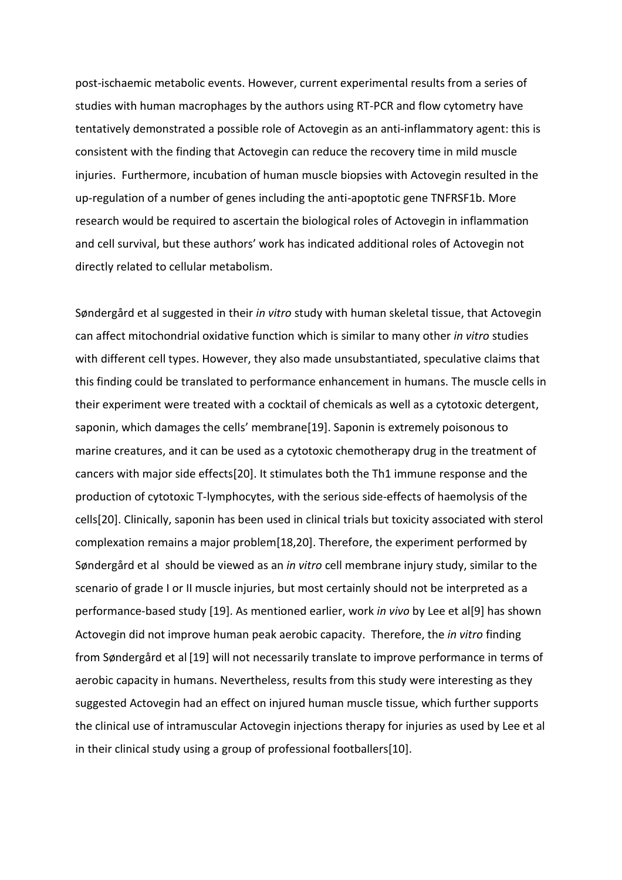post-ischaemic metabolic events. However, current experimental results from a series of studies with human macrophages by the authors using RT-PCR and flow cytometry have tentatively demonstrated a possible role of Actovegin as an anti-inflammatory agent: this is consistent with the finding that Actovegin can reduce the recovery time in mild muscle injuries. Furthermore, incubation of human muscle biopsies with Actovegin resulted in the up-regulation of a number of genes including the anti-apoptotic gene TNFRSF1b. More research would be required to ascertain the biological roles of Actovegin in inflammation and cell survival, but these authors' work has indicated additional roles of Actovegin not directly related to cellular metabolism.

Søndergård et al suggested in their *in vitro* study with human skeletal tissue, that Actovegin can affect mitochondrial oxidative function which is similar to many other *in vitro* studies with different cell types. However, they also made unsubstantiated, speculative claims that this finding could be translated to performance enhancement in humans. The muscle cells in their experiment were treated with a cocktail of chemicals as well as a cytotoxic detergent, saponin, which damages the cells' membrane[19]. Saponin is extremely poisonous to marine creatures, and it can be used as a cytotoxic chemotherapy drug in the treatment of cancers with major side effects[20]. It stimulates both the Th1 immune response and the production of cytotoxic T-lymphocytes, with the serious side-effects of haemolysis of the cells[20]. Clinically, saponin has been used in clinical trials but toxicity associated with sterol complexation remains a major problem[18,20]. Therefore, the experiment performed by Søndergård et al should be viewed as an *in vitro* cell membrane injury study, similar to the scenario of grade I or II muscle injuries, but most certainly should not be interpreted as a performance-based study [19]. As mentioned earlier, work *in vivo* by Lee et al[9] has shown Actovegin did not improve human peak aerobic capacity. Therefore, the *in vitro* finding from Søndergård et al [19] will not necessarily translate to improve performance in terms of aerobic capacity in humans. Nevertheless, results from this study were interesting as they suggested Actovegin had an effect on injured human muscle tissue, which further supports the clinical use of intramuscular Actovegin injections therapy for injuries as used by Lee et al in their clinical study using a group of professional footballers[10].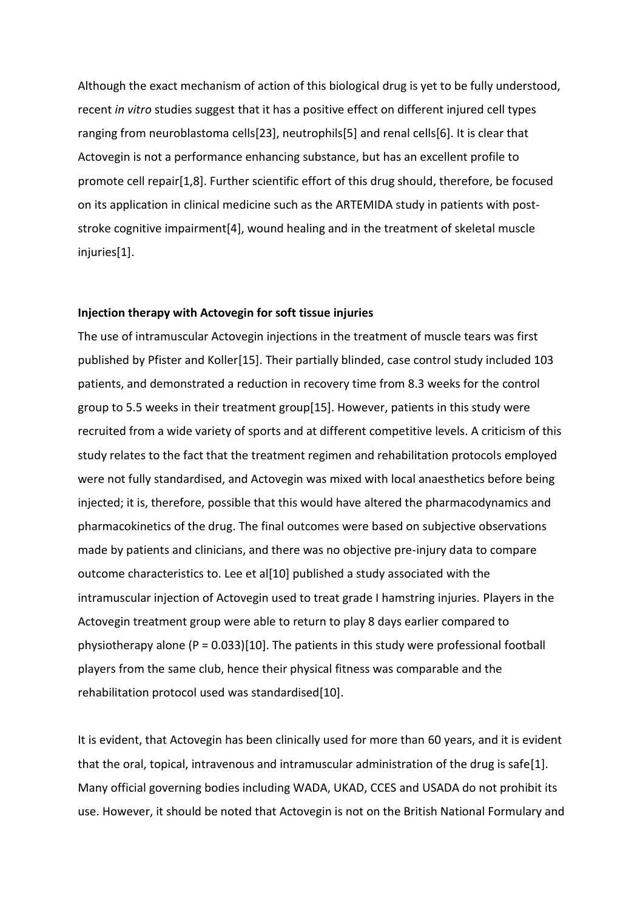Although the exact mechanism of action of this biological drug is yet to be fully understood, recent *in vitro* studies suggest that it has a positive effect on different injured cell types ranging from neuroblastoma cells[23], neutrophils[5] and renal cells[6]. It is clear that Actovegin is not a performance enhancing substance, but has an excellent profile to promote cell repair[1,8]. Further scientific effort of this drug should, therefore, be focused on its application in clinical medicine such as the ARTEMIDA study in patients with post-stroke cognitive impairment[4], wound healing and in the treatment of skeletal muscle injuries[1].

**Injection therapy with Actovegin for soft tissue injuries**

The use of intramuscular Actovegin injections in the treatment of muscle tears was first published by Pfister and Koller[15]. Their partially blinded, case control study included 103 patients, and demonstrated a reduction in recovery time from 8.3 weeks for the control group to 5.5 weeks in their treatment group[15]. However, patients in this study were recruited from a wide variety of sports and at different competitive levels. A criticism of this study relates to the fact that the treatment regimen and rehabilitation protocols employed were not fully standardised, and Actovegin was mixed with local anaesthetics before being injected; it is, therefore, possible that this would have altered the pharmacodynamics and pharmacokinetics of the drug. The final outcomes were based on subjective observations made by patients and clinicians, and there was no objective pre-injury data to compare outcome characteristics to. Lee et al[10] published a study associated with the intramuscular injection of Actovegin used to treat grade I hamstring injuries. Players in the Actovegin treatment group were able to return to play 8 days earlier compared to physiotherapy alone ($P = 0.033$)[10]. The patients in this study were professional football players from the same club, hence their physical fitness was comparable and the rehabilitation protocol used was standardised[10].

It is evident, that Actovegin has been clinically used for more than 60 years, and it is evident that the oral, topical, intravenous and intramuscular administration of the drug is safe[1]. Many official governing bodies including WADA, UKAD, CCES and USADA do not prohibit its use. However, it should be noted that Actovegin is not on the British National Formulary and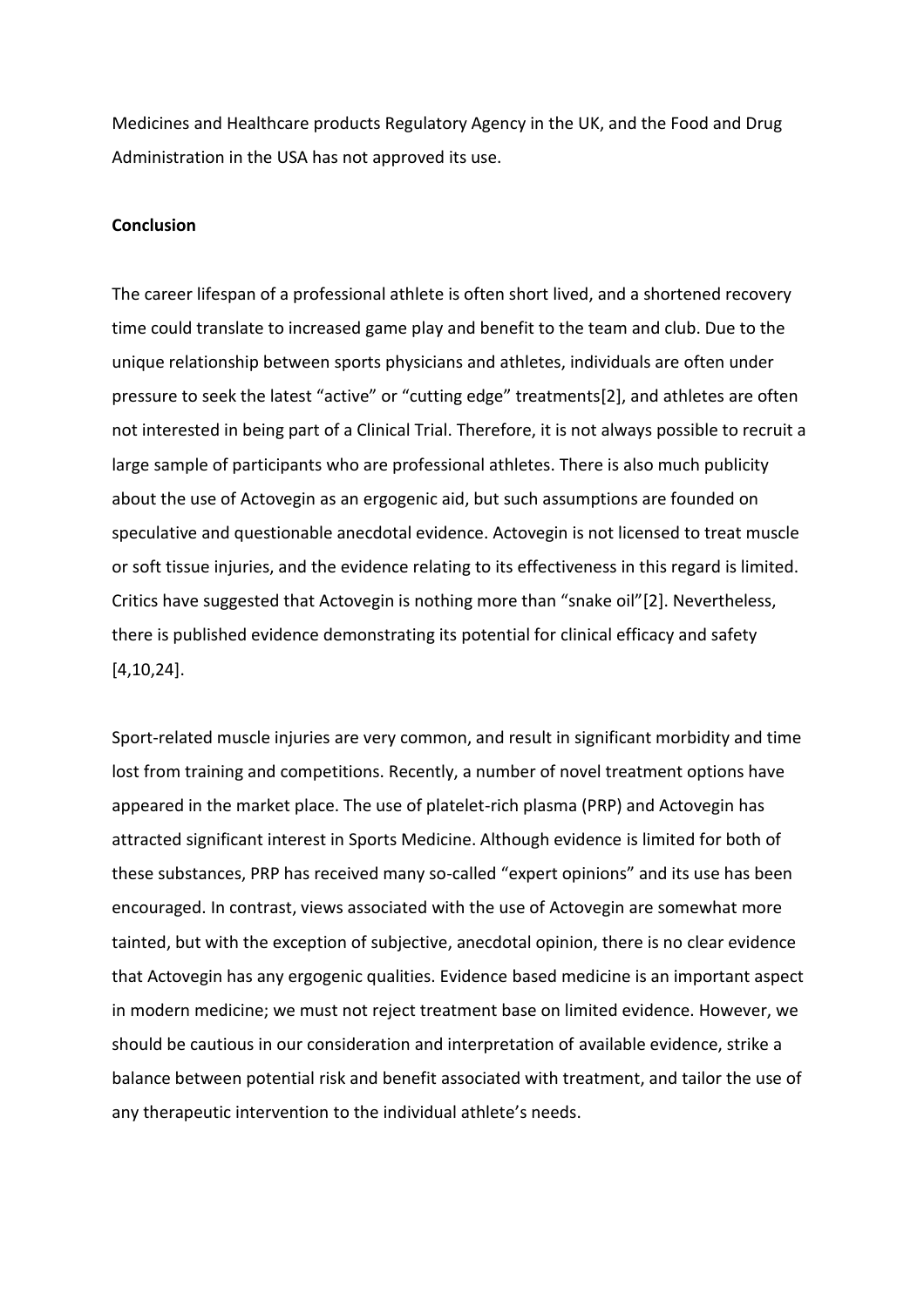Medicines and Healthcare products Regulatory Agency in the UK, and the Food and Drug Administration in the USA has not approved its use.

**Conclusion**

The career lifespan of a professional athlete is often short lived, and a shortened recovery time could translate to increased game play and benefit to the team and club. Due to the unique relationship between sports physicians and athletes, individuals are often under pressure to seek the latest "active" or "cutting edge" treatments[2], and athletes are often not interested in being part of a Clinical Trial. Therefore, it is not always possible to recruit a large sample of participants who are professional athletes. There is also much publicity about the use of Actovegin as an ergogenic aid, but such assumptions are founded on speculative and questionable anecdotal evidence. Actovegin is not licensed to treat muscle or soft tissue injuries, and the evidence relating to its effectiveness in this regard is limited. Critics have suggested that Actovegin is nothing more than "snake oil"[2]. Nevertheless, there is published evidence demonstrating its potential for clinical efficacy and safety [4,10,24].

Sport-related muscle injuries are very common, and result in significant morbidity and time lost from training and competitions. Recently, a number of novel treatment options have appeared in the market place. The use of platelet-rich plasma (PRP) and Actovegin has attracted significant interest in Sports Medicine. Although evidence is limited for both of these substances, PRP has received many so-called "expert opinions" and its use has been encouraged. In contrast, views associated with the use of Actovegin are somewhat more tainted, but with the exception of subjective, anecdotal opinion, there is no clear evidence that Actovegin has any ergogenic qualities. Evidence based medicine is an important aspect in modern medicine; we must not reject treatment base on limited evidence. However, we should be cautious in our consideration and interpretation of available evidence, strike a balance between potential risk and benefit associated with treatment, and tailor the use of any therapeutic intervention to the individual athlete's needs.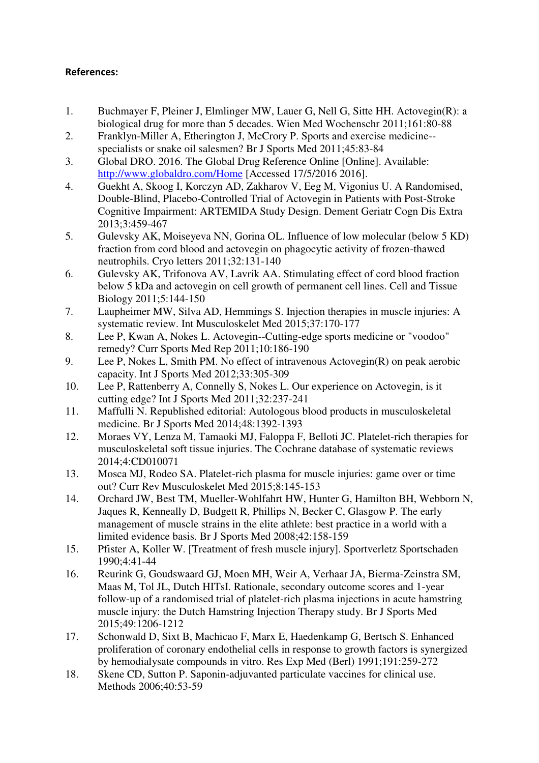**References:**

1. Buchmayer F, Pleiner J, Elmlinger MW, Lauer G, Nell G, Sitte HH. Actovegin(R): a biological drug for more than 5 decades. Wien Med Wochenschr 2011;161:80-88
2. Franklyn-Miller A, Etherington J, McCrory P. Sports and exercise medicine--specialists or snake oil salesmen? Br J Sports Med 2011;45:83-84
3. Global DRO. 2016. The Global Drug Reference Online [Online]. Available: http://www.globaldro.com/Home [Accessed 17/5/2016 2016].
4. Guekht A, Skoog I, Korczyn AD, Zakharov V, Eeg M, Vigonius U. A Randomised, Double-Blind, Placebo-Controlled Trial of Actovegin in Patients with Post-Stroke Cognitive Impairment: ARTEMIDA Study Design. Dement Geriatr Cogn Dis Extra 2013;3:459-467
5. Gulevsky AK, Moiseyeva NN, Gorina OL. Influence of low molecular (below 5 KD) fraction from cord blood and actovegin on phagocytic activity of frozen-thawed neutrophils. Cryo letters 2011;32:131-140
6. Gulevsky AK, Trifonova AV, Lavrik AA. Stimulating effect of cord blood fraction below 5 kDa and actovegin on cell growth of permanent cell lines. Cell and Tissue Biology 2011;5:144-150
7. Laupheimer MW, Silva AD, Hemmings S. Injection therapies in muscle injuries: A systematic review. Int Musculoskelet Med 2015;37:170-177
8. Lee P, Kwan A, Nokes L. Actovegin--Cutting-edge sports medicine or "voodoo" remedy? Curr Sports Med Rep 2011;10:186-190
9. Lee P, Nokes L, Smith PM. No effect of intravenous Actovegin(R) on peak aerobic capacity. Int J Sports Med 2012;33:305-309
10. Lee P, Rattenberry A, Connelly S, Nokes L. Our experience on Actovegin, is it cutting edge? Int J Sports Med 2011;32:237-241
11. Maffulli N. Republished editorial: Autologous blood products in musculoskeletal medicine. Br J Sports Med 2014;48:1392-1393
12. Moraes VY, Lenza M, Tamaoki MJ, Faloppa F, Belloti JC. Platelet-rich therapies for musculoskeletal soft tissue injuries. The Cochrane database of systematic reviews 2014;4:CD010071
13. Mosca MJ, Rodeo SA. Platelet-rich plasma for muscle injuries: game over or time out? Curr Rev Musculoskelet Med 2015;8:145-153
14. Orchard JW, Best TM, Mueller-Wohlfahrt HW, Hunter G, Hamilton BH, Webborn N, Jaques R, Kenneally D, Budgett R, Phillips N, Becker C, Glasgow P. The early management of muscle strains in the elite athlete: best practice in a world with a limited evidence basis. Br J Sports Med 2008;42:158-159
15. Pfister A, Koller W. [Treatment of fresh muscle injury]. Sportverletz Sportschaden 1990;4:41-44
16. Reurink G, Goudswaard GJ, Moen MH, Weir A, Verhaar JA, Bierma-Zeinstra SM, Maas M, Tol JL, Dutch HITsI. Rationale, secondary outcome scores and 1-year follow-up of a randomised trial of platelet-rich plasma injections in acute hamstring muscle injury: the Dutch Hamstring Injection Therapy study. Br J Sports Med 2015;49:1206-1212
17. Schonwald D, Sixt B, Machicao F, Marx E, Haedenkamp G, Bertsch S. Enhanced proliferation of coronary endothelial cells in response to growth factors is synergized by hemodialysate compounds in vitro. Res Exp Med (Berl) 1991;191:259-272
18. Skene CD, Sutton P. Saponin-adjuvanted particulate vaccines for clinical use. Methods 2006;40:53-59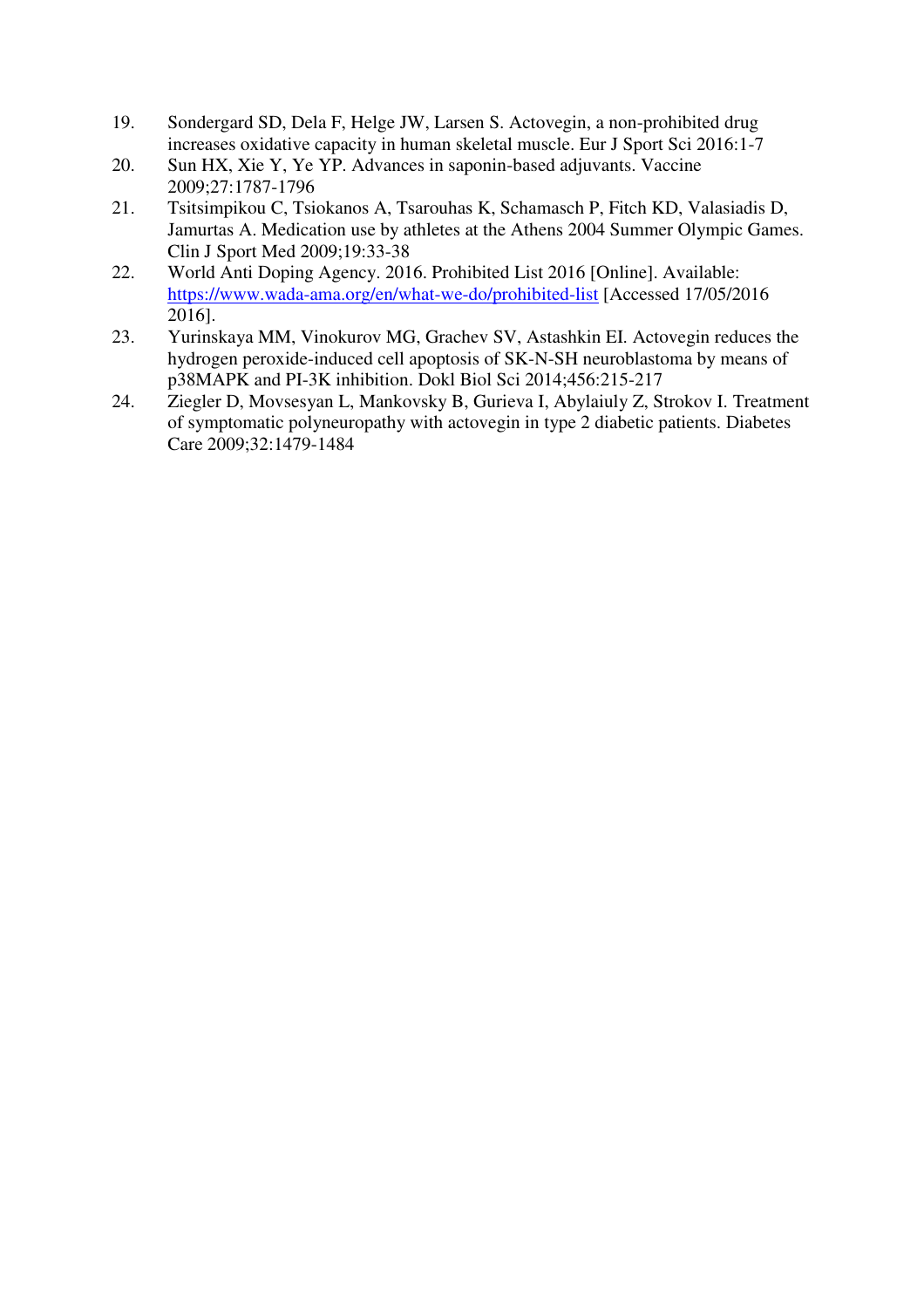19. Sondergard SD, Dela F, Helge JW, Larsen S. Actovegin, a non-prohibited drug increases oxidative capacity in human skeletal muscle. Eur J Sport Sci 2016:1-7
20. Sun HX, Xie Y, Ye YP. Advances in saponin-based adjuvants. Vaccine 2009;27:1787-1796
21. Tsitsimpikou C, Tsiokanos A, Tsarouhas K, Schamasch P, Fitch KD, Valasiadis D, Jamurtas A. Medication use by athletes at the Athens 2004 Summer Olympic Games. Clin J Sport Med 2009;19:33-38
22. World Anti Doping Agency. 2016. Prohibited List 2016 [Online]. Available: https://www.wada-ama.org/en/what-we-do/prohibited-list [Accessed 17/05/2016 2016].
23. Yurinskaya MM, Vinokurov MG, Grachev SV, Astashkin EI. Actovegin reduces the hydrogen peroxide-induced cell apoptosis of SK-N-SH neuroblastoma by means of p38MAPK and PI-3K inhibition. Dokl Biol Sci 2014;456:215-217
24. Ziegler D, Movsesyan L, Mankovsky B, Gurieva I, Abylaiuly Z, Strokov I. Treatment of symptomatic polyneuropathy with actovegin in type 2 diabetic patients. Diabetes Care 2009;32:1479-1484